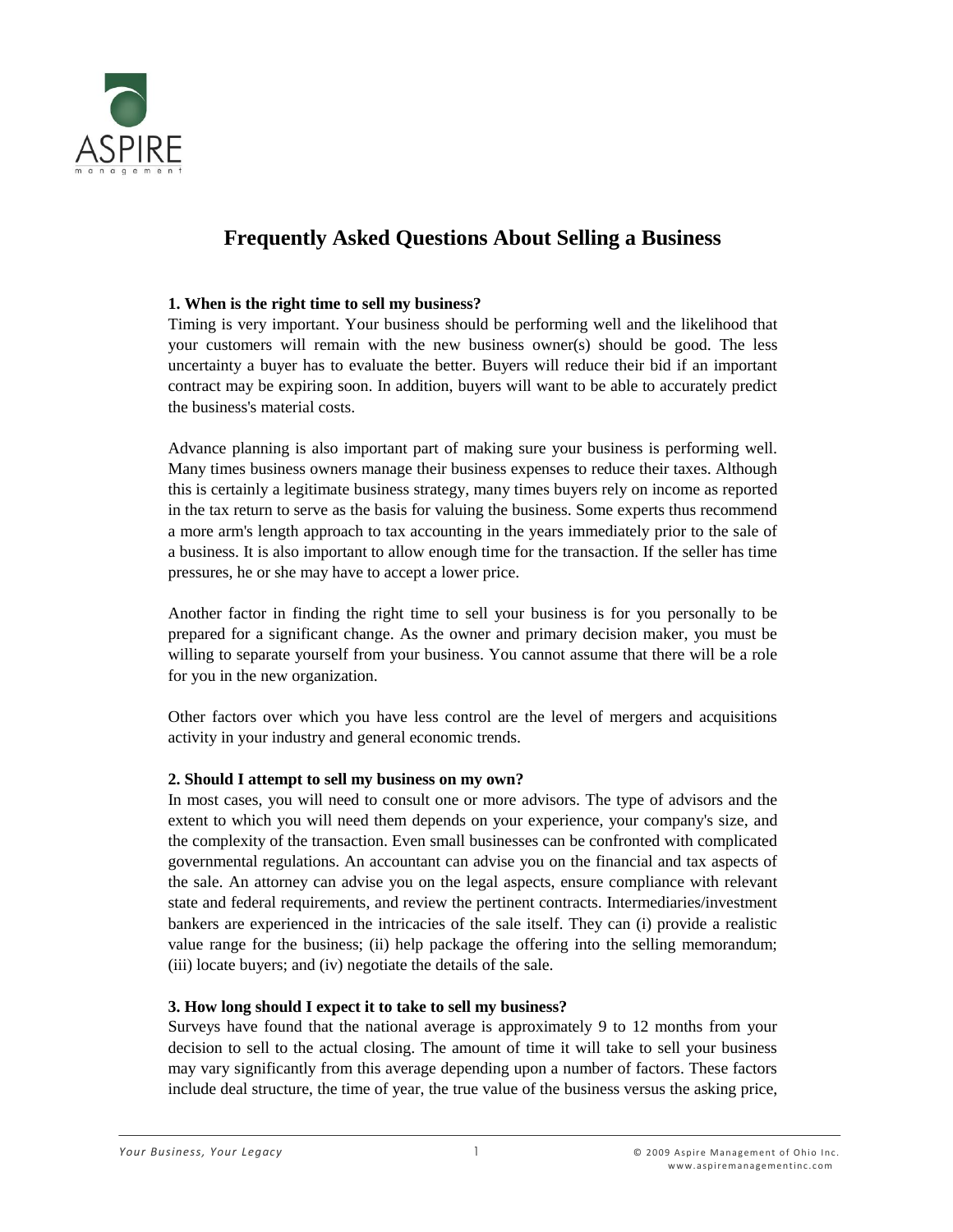ASPIRE
management

# Frequently Asked Questions About Selling a Business

**1. When is the right time to sell my business?**

Timing is very important. Your business should be performing well and the likelihood that your customers will remain with the new business owner(s) should be good. The less uncertainty a buyer has to evaluate the better. Buyers will reduce their bid if an important contract may be expiring soon. In addition, buyers will want to be able to accurately predict the business's material costs.

Advance planning is also important part of making sure your business is performing well. Many times business owners manage their business expenses to reduce their taxes. Although this is certainly a legitimate business strategy, many times buyers rely on income as reported in the tax return to serve as the basis for valuing the business. Some experts thus recommend a more arm's length approach to tax accounting in the years immediately prior to the sale of a business. It is also important to allow enough time for the transaction. If the seller has time pressures, he or she may have to accept a lower price.

Another factor in finding the right time to sell your business is for you personally to be prepared for a significant change. As the owner and primary decision maker, you must be willing to separate yourself from your business. You cannot assume that there will be a role for you in the new organization.

Other factors over which you have less control are the level of mergers and acquisitions activity in your industry and general economic trends.

**2. Should I attempt to sell my business on my own?**

In most cases, you will need to consult one or more advisors. The type of advisors and the extent to which you will need them depends on your experience, your company's size, and the complexity of the transaction. Even small businesses can be confronted with complicated governmental regulations. An accountant can advise you on the financial and tax aspects of the sale. An attorney can advise you on the legal aspects, ensure compliance with relevant state and federal requirements, and review the pertinent contracts. Intermediaries/investment bankers are experienced in the intricacies of the sale itself. They can (i) provide a realistic value range for the business; (ii) help package the offering into the selling memorandum; (iii) locate buyers; and (iv) negotiate the details of the sale.

**3. How long should I expect it to take to sell my business?**

Surveys have found that the national average is approximately 9 to 12 months from your decision to sell to the actual closing. The amount of time it will take to sell your business may vary significantly from this average depending upon a number of factors. These factors include deal structure, the time of year, the true value of the business versus the asking price,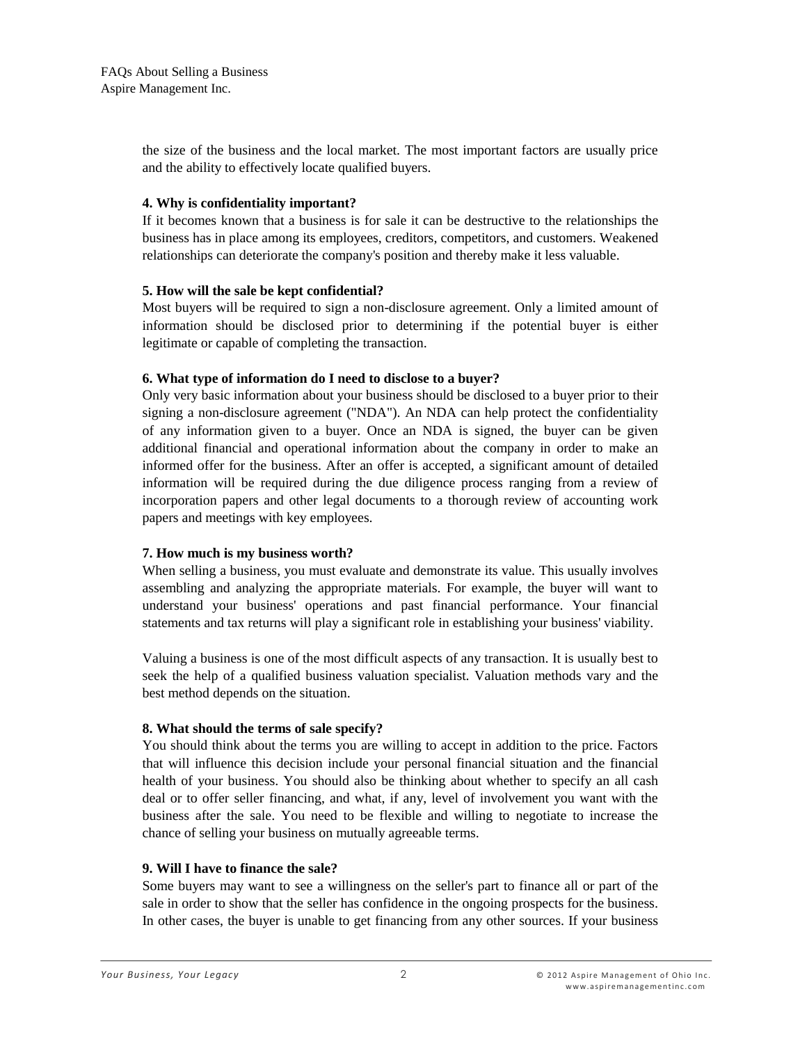the size of the business and the local market. The most important factors are usually price and the ability to effectively locate qualified buyers.

**4. Why is confidentiality important?**

If it becomes known that a business is for sale it can be destructive to the relationships the business has in place among its employees, creditors, competitors, and customers. Weakened relationships can deteriorate the company's position and thereby make it less valuable.

**5. How will the sale be kept confidential?**

Most buyers will be required to sign a non-disclosure agreement. Only a limited amount of information should be disclosed prior to determining if the potential buyer is either legitimate or capable of completing the transaction.

**6. What type of information do I need to disclose to a buyer?**

Only very basic information about your business should be disclosed to a buyer prior to their signing a non-disclosure agreement ("NDA"). An NDA can help protect the confidentiality of any information given to a buyer. Once an NDA is signed, the buyer can be given additional financial and operational information about the company in order to make an informed offer for the business. After an offer is accepted, a significant amount of detailed information will be required during the due diligence process ranging from a review of incorporation papers and other legal documents to a thorough review of accounting work papers and meetings with key employees.

**7. How much is my business worth?**

When selling a business, you must evaluate and demonstrate its value. This usually involves assembling and analyzing the appropriate materials. For example, the buyer will want to understand your business' operations and past financial performance. Your financial statements and tax returns will play a significant role in establishing your business' viability.

Valuing a business is one of the most difficult aspects of any transaction. It is usually best to seek the help of a qualified business valuation specialist. Valuation methods vary and the best method depends on the situation.

**8. What should the terms of sale specify?**

You should think about the terms you are willing to accept in addition to the price. Factors that will influence this decision include your personal financial situation and the financial health of your business. You should also be thinking about whether to specify an all cash deal or to offer seller financing, and what, if any, level of involvement you want with the business after the sale. You need to be flexible and willing to negotiate to increase the chance of selling your business on mutually agreeable terms.

**9. Will I have to finance the sale?**

Some buyers may want to see a willingness on the seller's part to finance all or part of the sale in order to show that the seller has confidence in the ongoing prospects for the business. In other cases, the buyer is unable to get financing from any other sources. If your business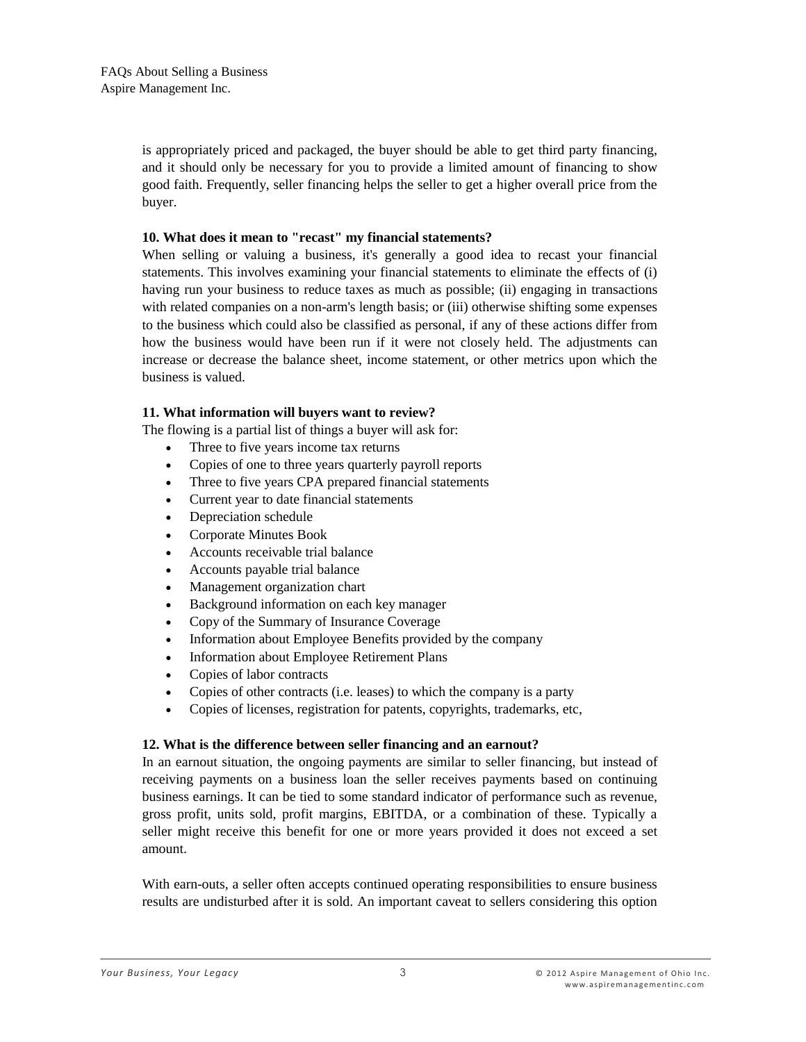is appropriately priced and packaged, the buyer should be able to get third party financing, and it should only be necessary for you to provide a limited amount of financing to show good faith. Frequently, seller financing helps the seller to get a higher overall price from the buyer.

**10. What does it mean to "recast" my financial statements?**

When selling or valuing a business, it's generally a good idea to recast your financial statements. This involves examining your financial statements to eliminate the effects of (i) having run your business to reduce taxes as much as possible; (ii) engaging in transactions with related companies on a non-arm's length basis; or (iii) otherwise shifting some expenses to the business which could also be classified as personal, if any of these actions differ from how the business would have been run if it were not closely held. The adjustments can increase or decrease the balance sheet, income statement, or other metrics upon which the business is valued.

**11. What information will buyers want to review?**

The flowing is a partial list of things a buyer will ask for:

- Three to five years income tax returns
- Copies of one to three years quarterly payroll reports
- Three to five years CPA prepared financial statements
- Current year to date financial statements
- Depreciation schedule
- Corporate Minutes Book
- Accounts receivable trial balance
- Accounts payable trial balance
- Management organization chart
- Background information on each key manager
- Copy of the Summary of Insurance Coverage
- Information about Employee Benefits provided by the company
- Information about Employee Retirement Plans
- Copies of labor contracts
- Copies of other contracts (i.e. leases) to which the company is a party
- Copies of licenses, registration for patents, copyrights, trademarks, etc,

**12. What is the difference between seller financing and an earnout?**

In an earnout situation, the ongoing payments are similar to seller financing, but instead of receiving payments on a business loan the seller receives payments based on continuing business earnings. It can be tied to some standard indicator of performance such as revenue, gross profit, units sold, profit margins, EBITDA, or a combination of these. Typically a seller might receive this benefit for one or more years provided it does not exceed a set amount.

With earn-outs, a seller often accepts continued operating responsibilities to ensure business results are undisturbed after it is sold. An important caveat to sellers considering this option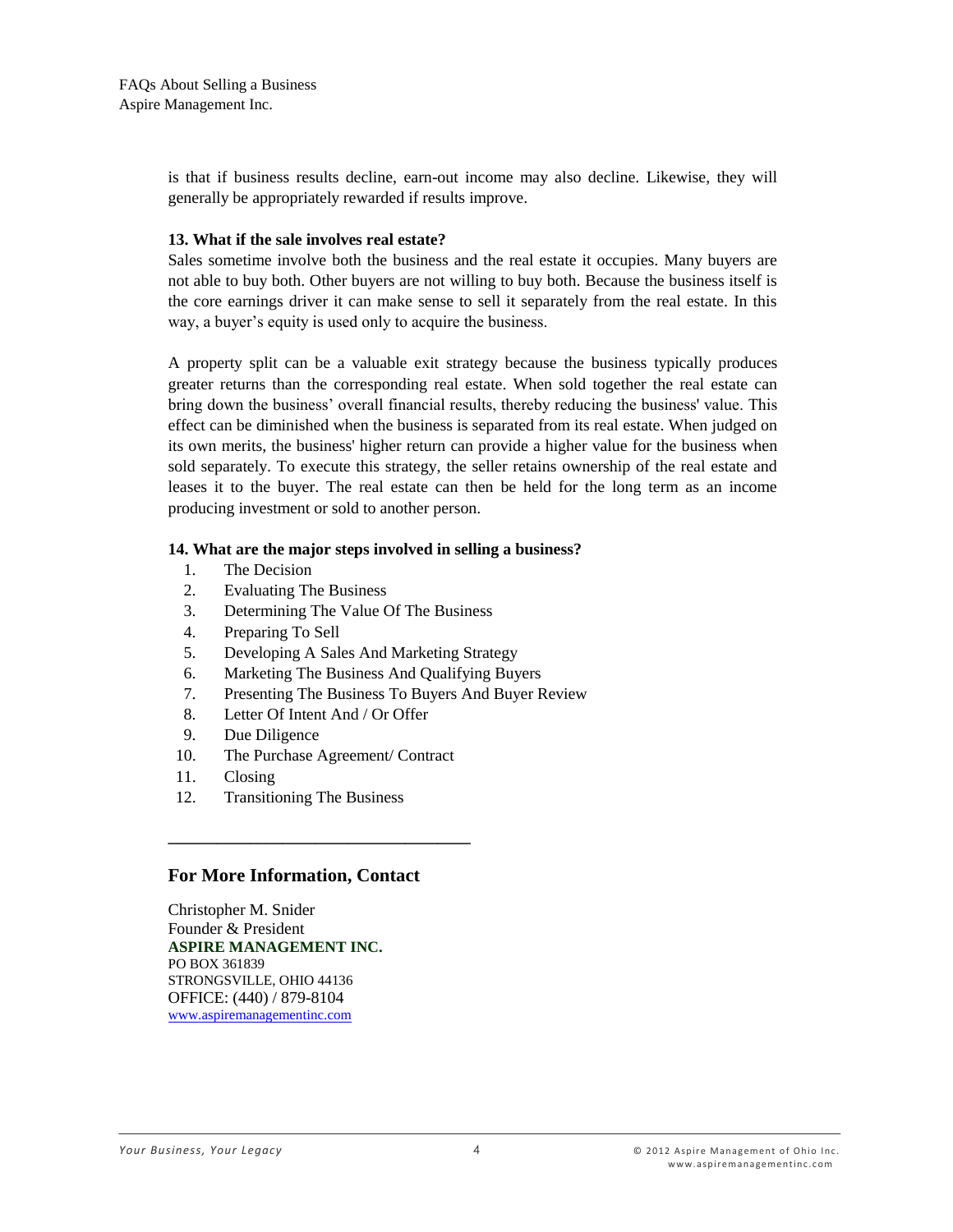is that if business results decline, earn-out income may also decline. Likewise, they will generally be appropriately rewarded if results improve.

**13. What if the sale involves real estate?**

Sales sometime involve both the business and the real estate it occupies. Many buyers are not able to buy both. Other buyers are not willing to buy both. Because the business itself is the core earnings driver it can make sense to sell it separately from the real estate. In this way, a buyer's equity is used only to acquire the business.

A property split can be a valuable exit strategy because the business typically produces greater returns than the corresponding real estate. When sold together the real estate can bring down the business' overall financial results, thereby reducing the business' value. This effect can be diminished when the business is separated from its real estate. When judged on its own merits, the business' higher return can provide a higher value for the business when sold separately. To execute this strategy, the seller retains ownership of the real estate and leases it to the buyer. The real estate can then be held for the long term as an income producing investment or sold to another person.

**14. What are the major steps involved in selling a business?**

1. The Decision
2. Evaluating The Business
3. Determining The Value Of The Business
4. Preparing To Sell
5. Developing A Sales And Marketing Strategy
6. Marketing The Business And Qualifying Buyers
7. Presenting The Business To Buyers And Buyer Review
8. Letter Of Intent And / Or Offer
9. Due Diligence
10. The Purchase Agreement/ Contract
11. Closing
12. Transitioning The Business

---

## For More Information, Contact

Christopher M. Snider
Founder & President
**ASPIRE MANAGEMENT INC.**
PO BOX 361839
STRONGSVILLE, OHIO 44136
OFFICE: (440) / 879-8104
www.aspiremanagementinc.com